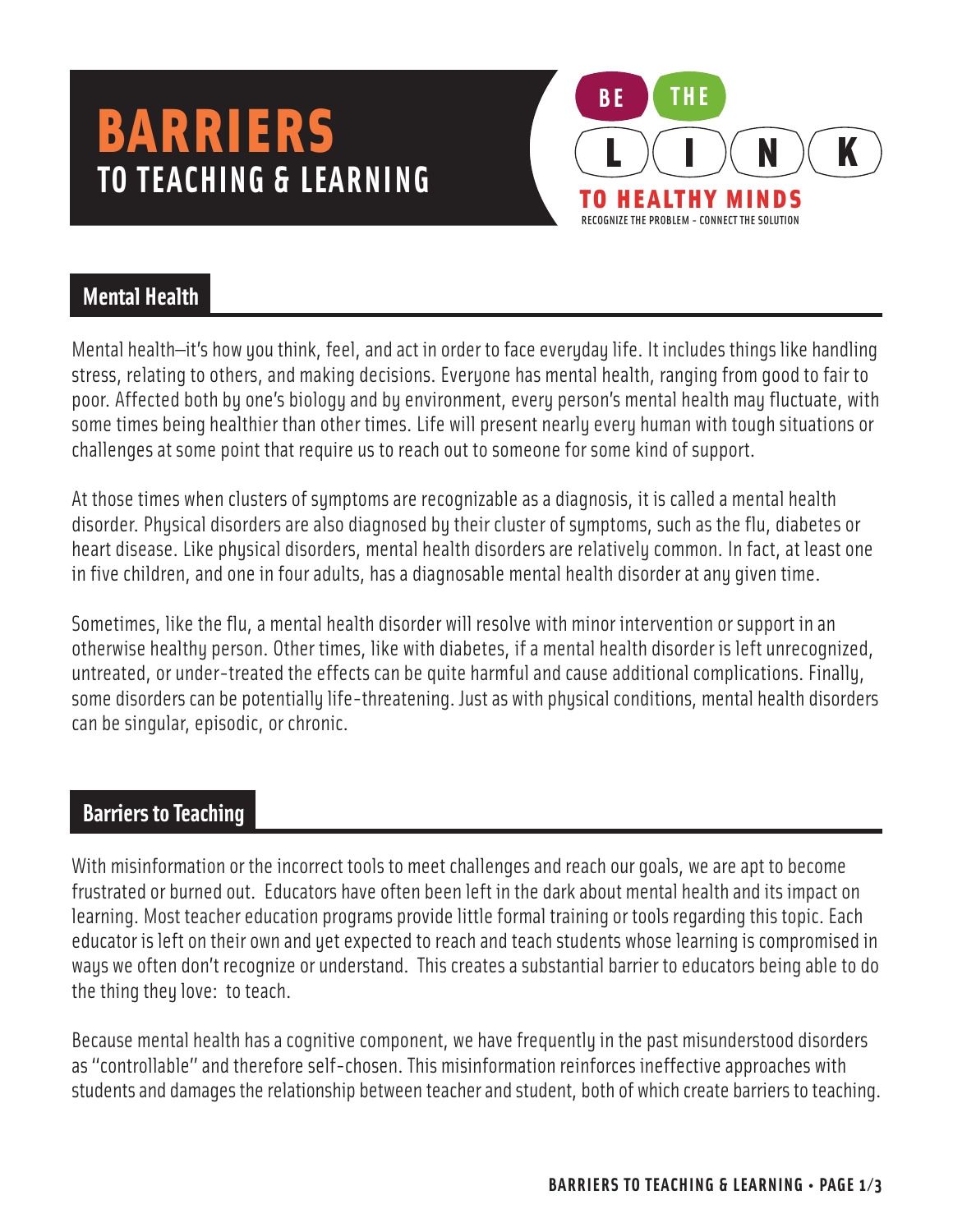# BARRIERS TO TEACHING & LEARNING

BE THE LINK TO HEALTHY MINDS
RECOGNIZE THE PROBLEM – CONNECT THE SOLUTION

## Mental Health

Mental health—it's how you think, feel, and act in order to face everyday life. It includes things like handling stress, relating to others, and making decisions. Everyone has mental health, ranging from good to fair to poor. Affected both by one's biology and by environment, every person's mental health may fluctuate, with some times being healthier than other times. Life will present nearly every human with tough situations or challenges at some point that require us to reach out to someone for some kind of support.

At those times when clusters of symptoms are recognizable as a diagnosis, it is called a mental health disorder. Physical disorders are also diagnosed by their cluster of symptoms, such as the flu, diabetes or heart disease. Like physical disorders, mental health disorders are relatively common. In fact, at least one in five children, and one in four adults, has a diagnosable mental health disorder at any given time.

Sometimes, like the flu, a mental health disorder will resolve with minor intervention or support in an otherwise healthy person. Other times, like with diabetes, if a mental health disorder is left unrecognized, untreated, or under-treated the effects can be quite harmful and cause additional complications. Finally, some disorders can be potentially life-threatening. Just as with physical conditions, mental health disorders can be singular, episodic, or chronic.

## Barriers to Teaching

With misinformation or the incorrect tools to meet challenges and reach our goals, we are apt to become frustrated or burned out. Educators have often been left in the dark about mental health and its impact on learning. Most teacher education programs provide little formal training or tools regarding this topic. Each educator is left on their own and yet expected to reach and teach students whose learning is compromised in ways we often don't recognize or understand. This creates a substantial barrier to educators being able to do the thing they love: to teach.

Because mental health has a cognitive component, we have frequently in the past misunderstood disorders as "controllable" and therefore self-chosen. This misinformation reinforces ineffective approaches with students and damages the relationship between teacher and student, both of which create barriers to teaching.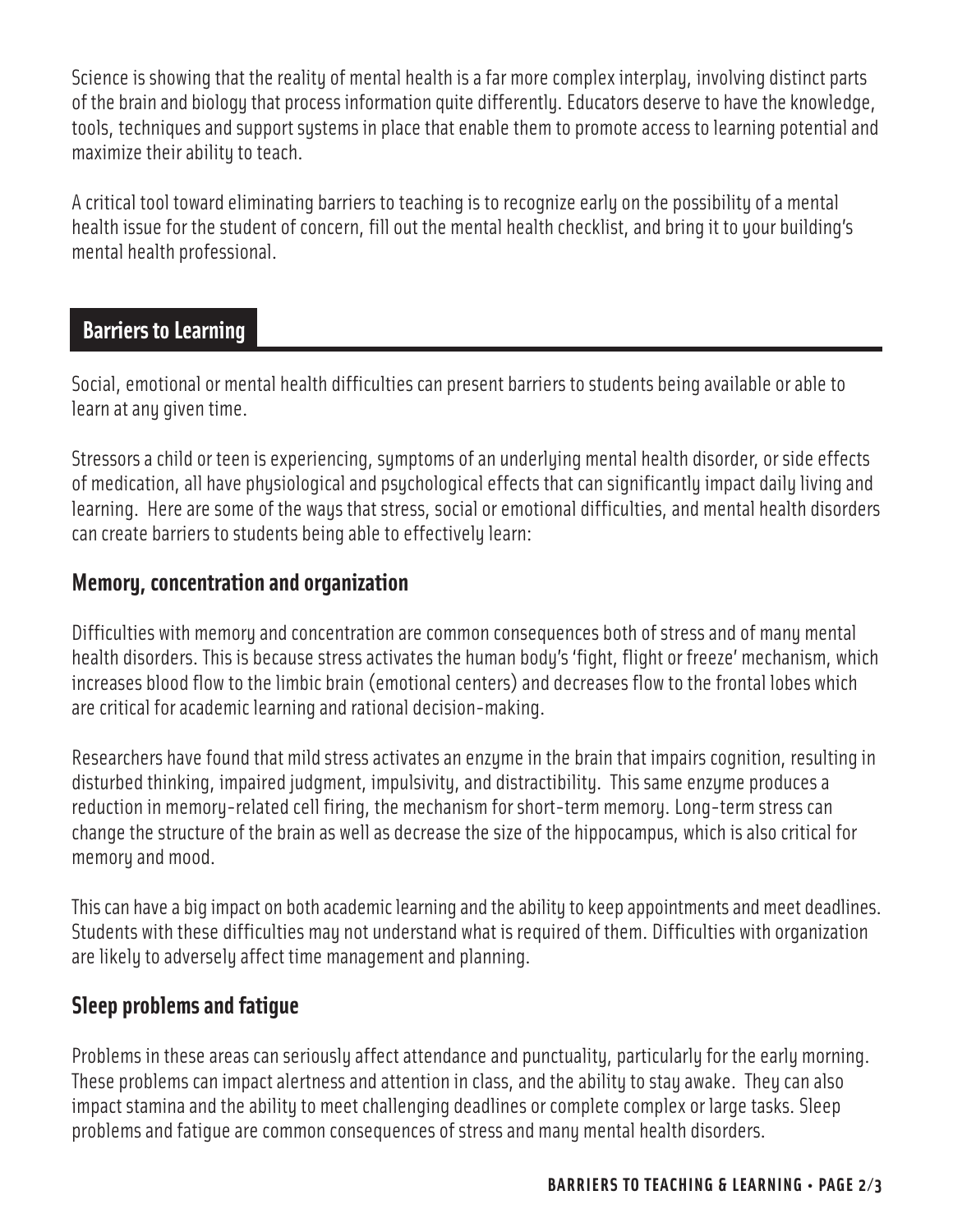Science is showing that the reality of mental health is a far more complex interplay, involving distinct parts of the brain and biology that process information quite differently. Educators deserve to have the knowledge, tools, techniques and support systems in place that enable them to promote access to learning potential and maximize their ability to teach.

A critical tool toward eliminating barriers to teaching is to recognize early on the possibility of a mental health issue for the student of concern, fill out the mental health checklist, and bring it to your building's mental health professional.

## Barriers to Learning

Social, emotional or mental health difficulties can present barriers to students being available or able to learn at any given time.

Stressors a child or teen is experiencing, symptoms of an underlying mental health disorder, or side effects of medication, all have physiological and psychological effects that can significantly impact daily living and learning. Here are some of the ways that stress, social or emotional difficulties, and mental health disorders can create barriers to students being able to effectively learn:

### Memory, concentration and organization

Difficulties with memory and concentration are common consequences both of stress and of many mental health disorders. This is because stress activates the human body's 'fight, flight or freeze' mechanism, which increases blood flow to the limbic brain (emotional centers) and decreases flow to the frontal lobes which are critical for academic learning and rational decision-making.

Researchers have found that mild stress activates an enzyme in the brain that impairs cognition, resulting in disturbed thinking, impaired judgment, impulsivity, and distractibility. This same enzyme produces a reduction in memory-related cell firing, the mechanism for short-term memory. Long-term stress can change the structure of the brain as well as decrease the size of the hippocampus, which is also critical for memory and mood.

This can have a big impact on both academic learning and the ability to keep appointments and meet deadlines. Students with these difficulties may not understand what is required of them. Difficulties with organization are likely to adversely affect time management and planning.

### Sleep problems and fatigue

Problems in these areas can seriously affect attendance and punctuality, particularly for the early morning. These problems can impact alertness and attention in class, and the ability to stay awake. They can also impact stamina and the ability to meet challenging deadlines or complete complex or large tasks. Sleep problems and fatigue are common consequences of stress and many mental health disorders.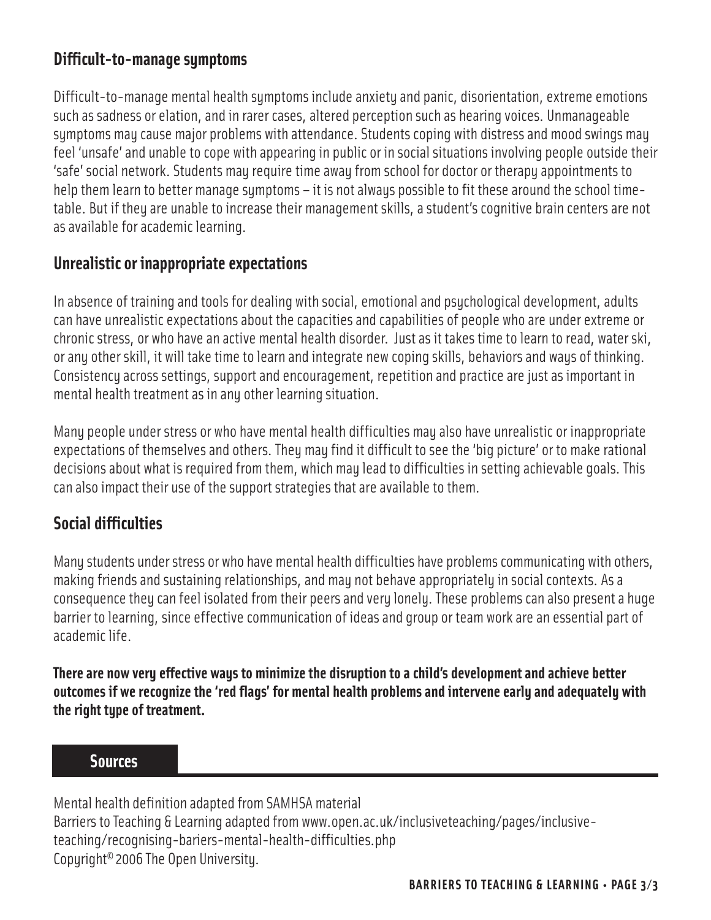## Difficult-to-manage symptoms

Difficult-to-manage mental health symptoms include anxiety and panic, disorientation, extreme emotions such as sadness or elation, and in rarer cases, altered perception such as hearing voices. Unmanageable symptoms may cause major problems with attendance. Students coping with distress and mood swings may feel 'unsafe' and unable to cope with appearing in public or in social situations involving people outside their 'safe' social network. Students may require time away from school for doctor or therapy appointments to help them learn to better manage symptoms – it is not always possible to fit these around the school time-table. But if they are unable to increase their management skills, a student's cognitive brain centers are not as available for academic learning.

## Unrealistic or inappropriate expectations

In absence of training and tools for dealing with social, emotional and psychological development, adults can have unrealistic expectations about the capacities and capabilities of people who are under extreme or chronic stress, or who have an active mental health disorder. Just as it takes time to learn to read, water ski, or any other skill, it will take time to learn and integrate new coping skills, behaviors and ways of thinking. Consistency across settings, support and encouragement, repetition and practice are just as important in mental health treatment as in any other learning situation.

Many people under stress or who have mental health difficulties may also have unrealistic or inappropriate expectations of themselves and others. They may find it difficult to see the 'big picture' or to make rational decisions about what is required from them, which may lead to difficulties in setting achievable goals. This can also impact their use of the support strategies that are available to them.

## Social difficulties

Many students under stress or who have mental health difficulties have problems communicating with others, making friends and sustaining relationships, and may not behave appropriately in social contexts. As a consequence they can feel isolated from their peers and very lonely. These problems can also present a huge barrier to learning, since effective communication of ideas and group or team work are an essential part of academic life.

**There are now very effective ways to minimize the disruption to a child's development and achieve better outcomes if we recognize the 'red flags' for mental health problems and intervene early and adequately with the right type of treatment.**

## Sources

Mental health definition adapted from SAMHSA material
Barriers to Teaching & Learning adapted from www.open.ac.uk/inclusiveteaching/pages/inclusive-teaching/recognising-bariers-mental-health-difficulties.php
Copyright© 2006 The Open University.